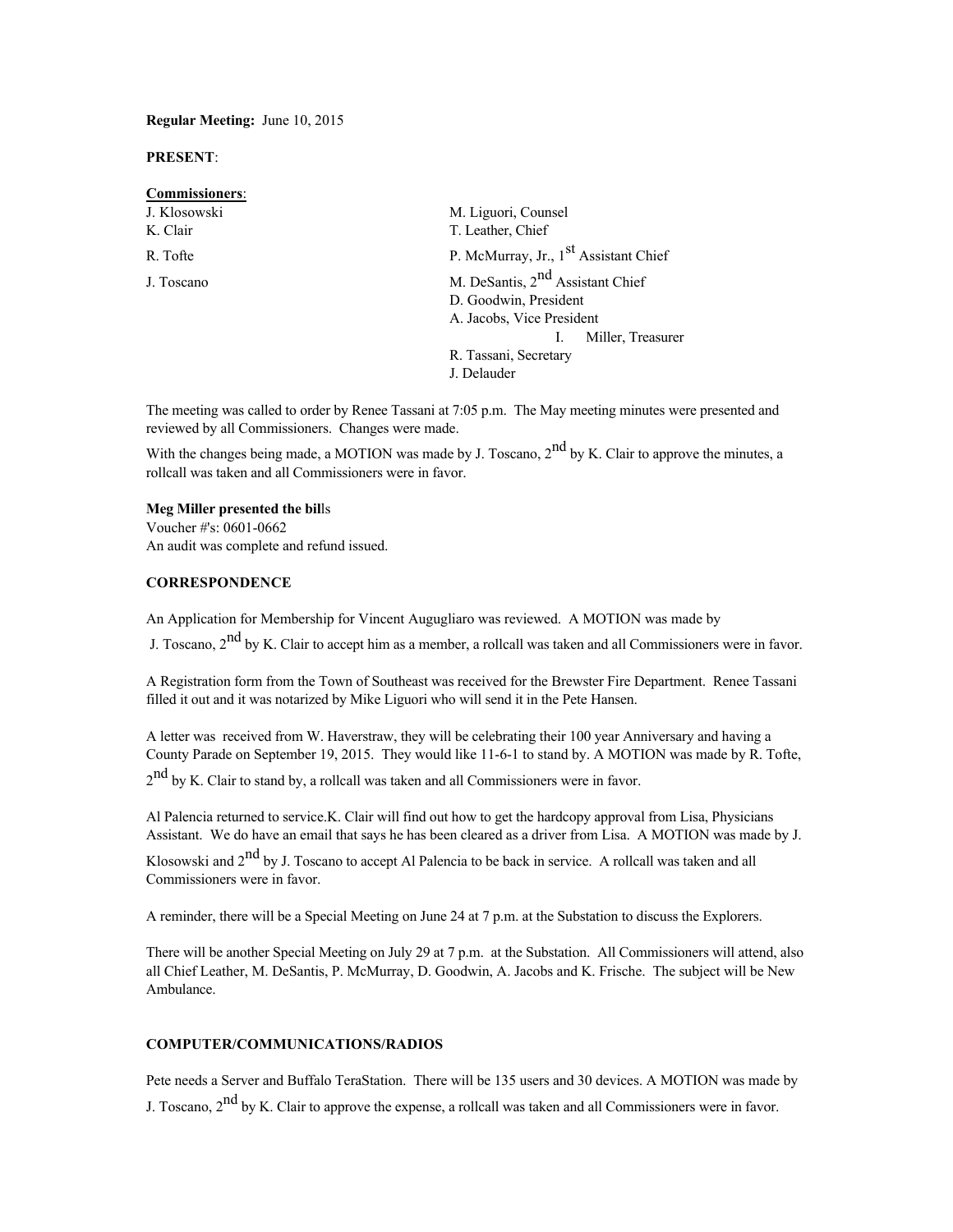**Regular Meeting:** June 10, 2015

**PRESENT**:

**Commissioners**:

J. Klosowski
K. Clair
R. Tofte
J. Toscano

M. Liguori, Counsel
T. Leather, Chief
P. McMurray, Jr., 1st Assistant Chief
M. DeSantis, 2nd Assistant Chief
D. Goodwin, President
A. Jacobs, Vice President
I. Miller, Treasurer
R. Tassani, Secretary
J. Delauder

The meeting was called to order by Renee Tassani at 7:05 p.m. The May meeting minutes were presented and reviewed by all Commissioners. Changes were made.

With the changes being made, a MOTION was made by J. Toscano, 2nd by K. Clair to approve the minutes, a rollcall was taken and all Commissioners were in favor.

**Meg Miller presented the bil**ls
Voucher #'s: 0601-0662
An audit was complete and refund issued.

**CORRESPONDENCE**

An Application for Membership for Vincent Augugliaro was reviewed. A MOTION was made by J. Toscano, 2nd by K. Clair to accept him as a member, a rollcall was taken and all Commissioners were in favor.

A Registration form from the Town of Southeast was received for the Brewster Fire Department. Renee Tassani filled it out and it was notarized by Mike Liguori who will send it in the Pete Hansen.

A letter was received from W. Haverstraw, they will be celebrating their 100 year Anniversary and having a County Parade on September 19, 2015. They would like 11-6-1 to stand by. A MOTION was made by R. Tofte, 2nd by K. Clair to stand by, a rollcall was taken and all Commissioners were in favor.

Al Palencia returned to service.K. Clair will find out how to get the hardcopy approval from Lisa, Physicians Assistant. We do have an email that says he has been cleared as a driver from Lisa. A MOTION was made by J. Klosowski and 2nd by J. Toscano to accept Al Palencia to be back in service. A rollcall was taken and all Commissioners were in favor.

A reminder, there will be a Special Meeting on June 24 at 7 p.m. at the Substation to discuss the Explorers.

There will be another Special Meeting on July 29 at 7 p.m. at the Substation. All Commissioners will attend, also all Chief Leather, M. DeSantis, P. McMurray, D. Goodwin, A. Jacobs and K. Frische. The subject will be New Ambulance.

**COMPUTER/COMMUNICATIONS/RADIOS**

Pete needs a Server and Buffalo TeraStation. There will be 135 users and 30 devices. A MOTION was made by J. Toscano, 2nd by K. Clair to approve the expense, a rollcall was taken and all Commissioners were in favor.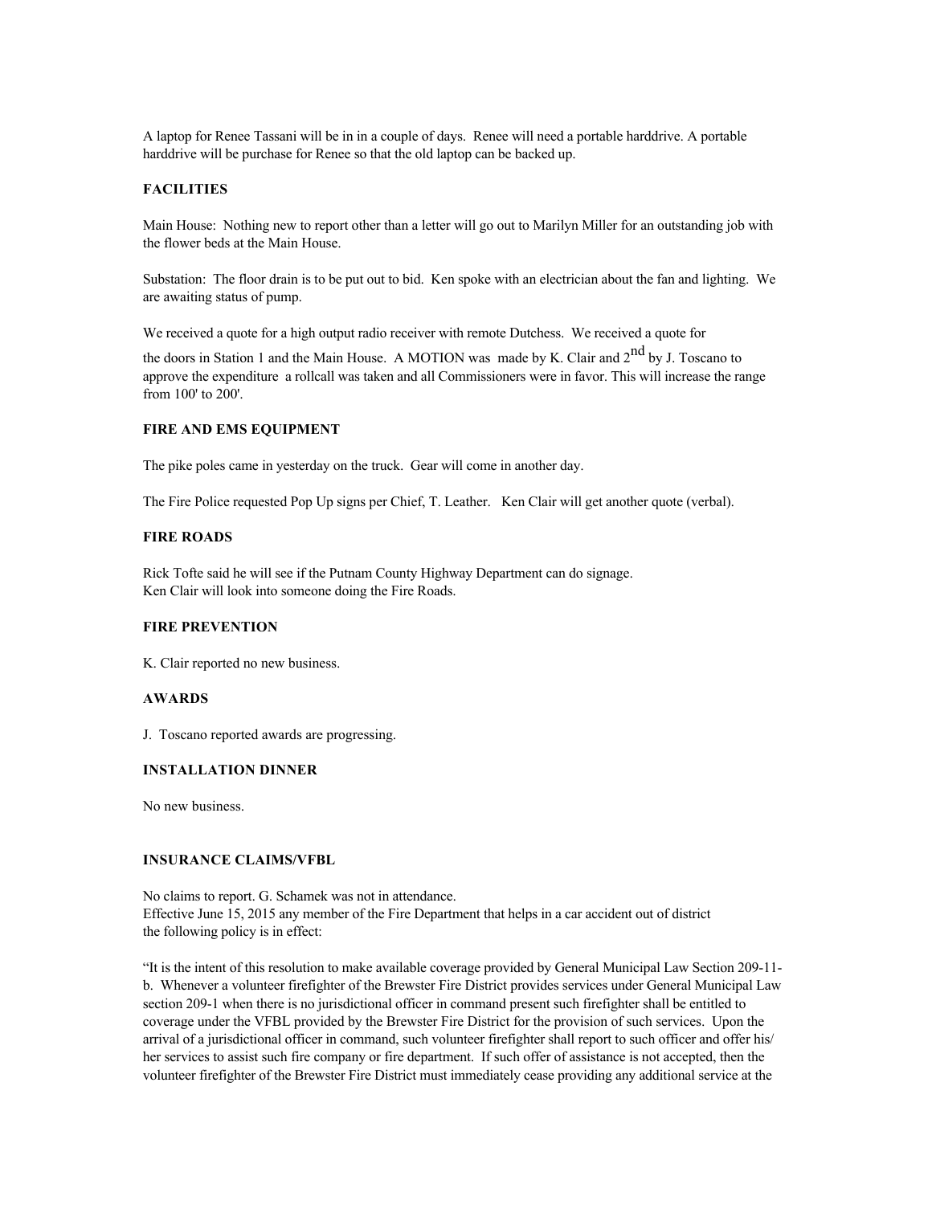A laptop for Renee Tassani will be in in a couple of days. Renee will need a portable harddrive. A portable harddrive will be purchase for Renee so that the old laptop can be backed up.

**FACILITIES**

Main House: Nothing new to report other than a letter will go out to Marilyn Miller for an outstanding job with the flower beds at the Main House.

Substation: The floor drain is to be put out to bid. Ken spoke with an electrician about the fan and lighting. We are awaiting status of pump.

We received a quote for a high output radio receiver with remote Dutchess. We received a quote for the doors in Station 1 and the Main House. A MOTION was made by K. Clair and 2nd by J. Toscano to approve the expenditure a rollcall was taken and all Commissioners were in favor. This will increase the range from 100' to 200'.

**FIRE AND EMS EQUIPMENT**

The pike poles came in yesterday on the truck. Gear will come in another day.

The Fire Police requested Pop Up signs per Chief, T. Leather. Ken Clair will get another quote (verbal).

**FIRE ROADS**

Rick Tofte said he will see if the Putnam County Highway Department can do signage.
Ken Clair will look into someone doing the Fire Roads.

**FIRE PREVENTION**

K. Clair reported no new business.

**AWARDS**

J. Toscano reported awards are progressing.

**INSTALLATION DINNER**

No new business.

**INSURANCE CLAIMS/VFBL**

No claims to report. G. Schamek was not in attendance.
Effective June 15, 2015 any member of the Fire Department that helps in a car accident out of district the following policy is in effect:

"It is the intent of this resolution to make available coverage provided by General Municipal Law Section 209-11-b. Whenever a volunteer firefighter of the Brewster Fire District provides services under General Municipal Law section 209-1 when there is no jurisdictional officer in command present such firefighter shall be entitled to coverage under the VFBL provided by the Brewster Fire District for the provision of such services. Upon the arrival of a jurisdictional officer in command, such volunteer firefighter shall report to such officer and offer his/her services to assist such fire company or fire department. If such offer of assistance is not accepted, then the volunteer firefighter of the Brewster Fire District must immediately cease providing any additional service at the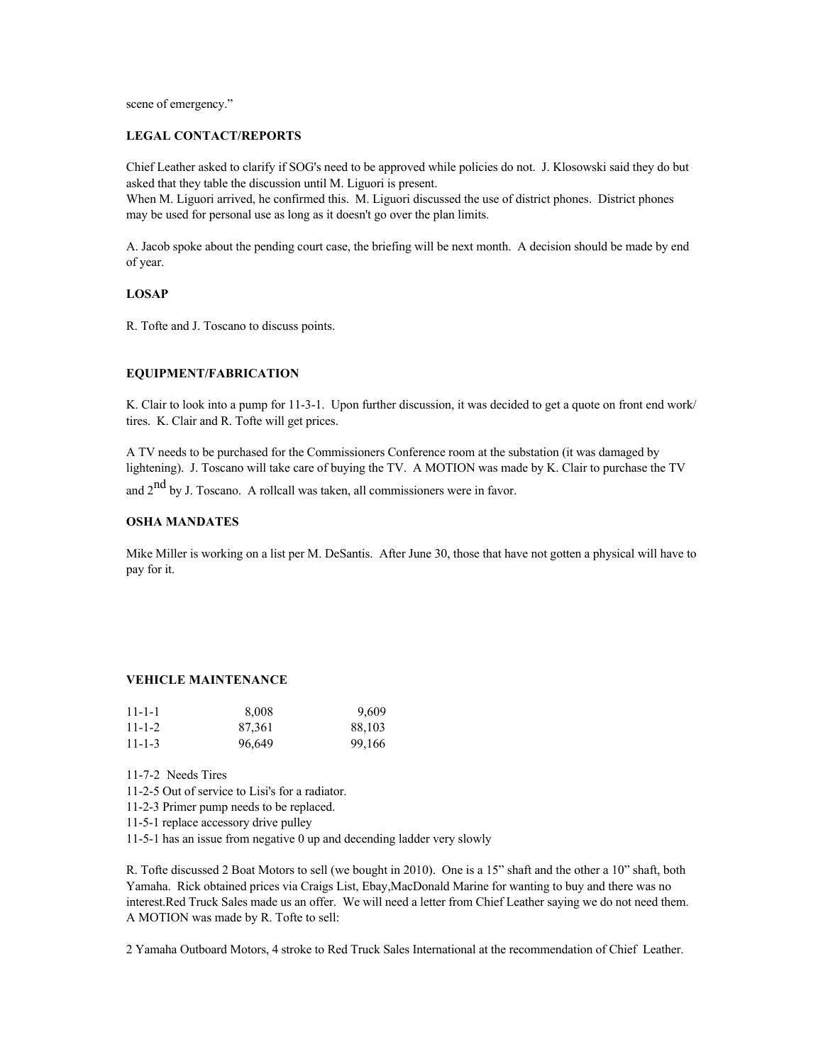scene of emergency."

**LEGAL CONTACT/REPORTS**

Chief Leather asked to clarify if SOG's need to be approved while policies do not. J. Klosowski said they do but asked that they table the discussion until M. Liguori is present.
When M. Liguori arrived, he confirmed this. M. Liguori discussed the use of district phones. District phones may be used for personal use as long as it doesn't go over the plan limits.

A. Jacob spoke about the pending court case, the briefing will be next month. A decision should be made by end of year.

**LOSAP**

R. Tofte and J. Toscano to discuss points.

**EQUIPMENT/FABRICATION**

K. Clair to look into a pump for 11-3-1. Upon further discussion, it was decided to get a quote on front end work/ tires. K. Clair and R. Tofte will get prices.

A TV needs to be purchased for the Commissioners Conference room at the substation (it was damaged by lightening). J. Toscano will take care of buying the TV. A MOTION was made by K. Clair to purchase the TV and 2nd by J. Toscano. A rollcall was taken, all commissioners were in favor.

**OSHA MANDATES**

Mike Miller is working on a list per M. DeSantis. After June 30, those that have not gotten a physical will have to pay for it.

**VEHICLE MAINTENANCE**

| | | |
|---|---|---|
| 11-1-1 | 8,008 | 9,609 |
| 11-1-2 | 87,361 | 88,103 |
| 11-1-3 | 96,649 | 99,166 |

11-7-2 Needs Tires
11-2-5 Out of service to Lisi's for a radiator.
11-2-3 Primer pump needs to be replaced.
11-5-1 replace accessory drive pulley
11-5-1 has an issue from negative 0 up and decending ladder very slowly

R. Tofte discussed 2 Boat Motors to sell (we bought in 2010). One is a 15" shaft and the other a 10" shaft, both Yamaha. Rick obtained prices via Craigs List, Ebay,MacDonald Marine for wanting to buy and there was no interest.Red Truck Sales made us an offer. We will need a letter from Chief Leather saying we do not need them. A MOTION was made by R. Tofte to sell:

2 Yamaha Outboard Motors, 4 stroke to Red Truck Sales International at the recommendation of Chief Leather.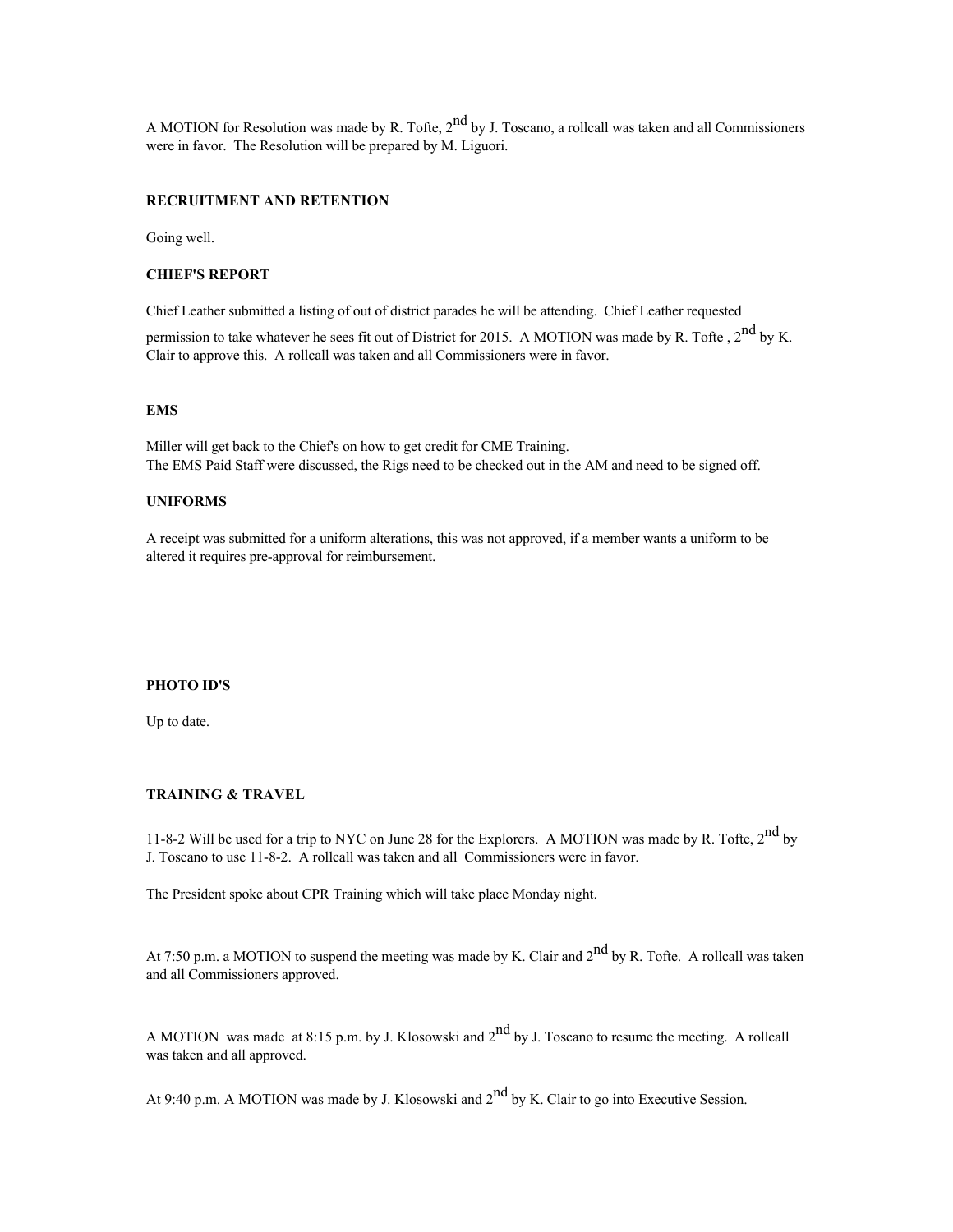A MOTION for Resolution was made by R. Tofte, 2nd by J. Toscano, a rollcall was taken and all Commissioners were in favor. The Resolution will be prepared by M. Liguori.

**RECRUITMENT AND RETENTION**

Going well.

**CHIEF'S REPORT**

Chief Leather submitted a listing of out of district parades he will be attending. Chief Leather requested permission to take whatever he sees fit out of District for 2015. A MOTION was made by R. Tofte , 2nd by K. Clair to approve this. A rollcall was taken and all Commissioners were in favor.

**EMS**

Miller will get back to the Chief's on how to get credit for CME Training.
The EMS Paid Staff were discussed, the Rigs need to be checked out in the AM and need to be signed off.

**UNIFORMS**

A receipt was submitted for a uniform alterations, this was not approved, if a member wants a uniform to be altered it requires pre-approval for reimbursement.

**PHOTO ID'S**

Up to date.

**TRAINING & TRAVEL**

11-8-2 Will be used for a trip to NYC on June 28 for the Explorers. A MOTION was made by R. Tofte, 2nd by J. Toscano to use 11-8-2. A rollcall was taken and all Commissioners were in favor.

The President spoke about CPR Training which will take place Monday night.

At 7:50 p.m. a MOTION to suspend the meeting was made by K. Clair and 2nd by R. Tofte. A rollcall was taken and all Commissioners approved.

A MOTION was made at 8:15 p.m. by J. Klosowski and 2nd by J. Toscano to resume the meeting. A rollcall was taken and all approved.

At 9:40 p.m. A MOTION was made by J. Klosowski and 2nd by K. Clair to go into Executive Session.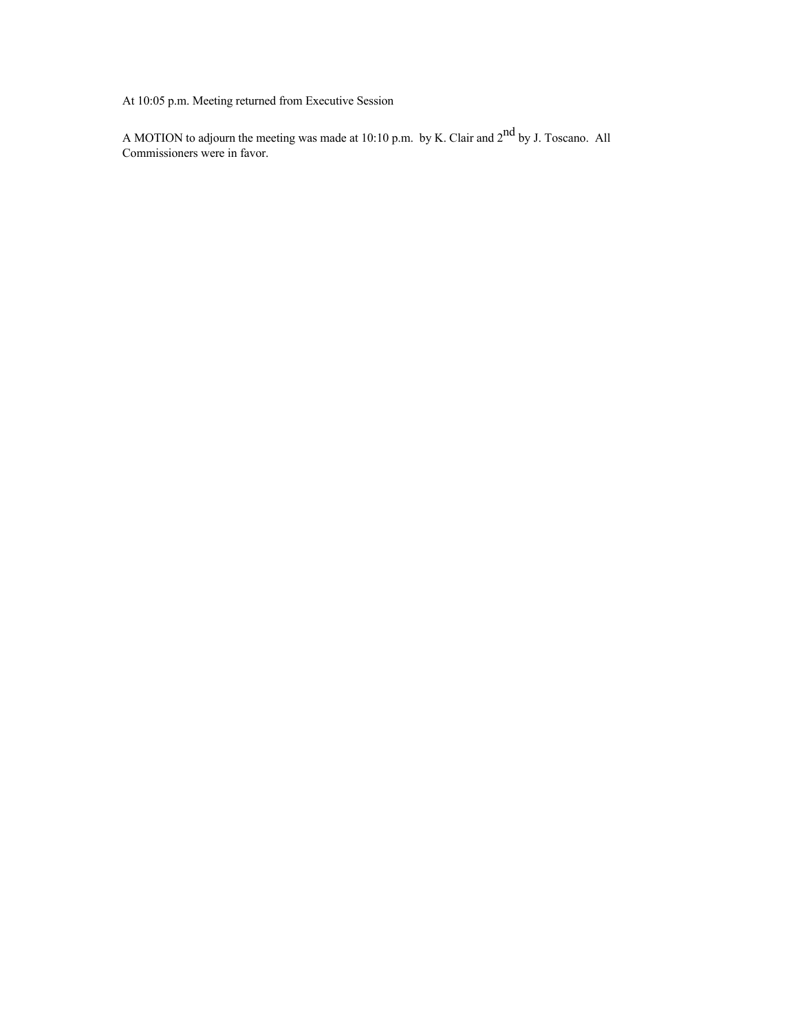At 10:05 p.m. Meeting returned from Executive Session

A MOTION to adjourn the meeting was made at 10:10 p.m. by K. Clair and 2nd by J. Toscano. All Commissioners were in favor.